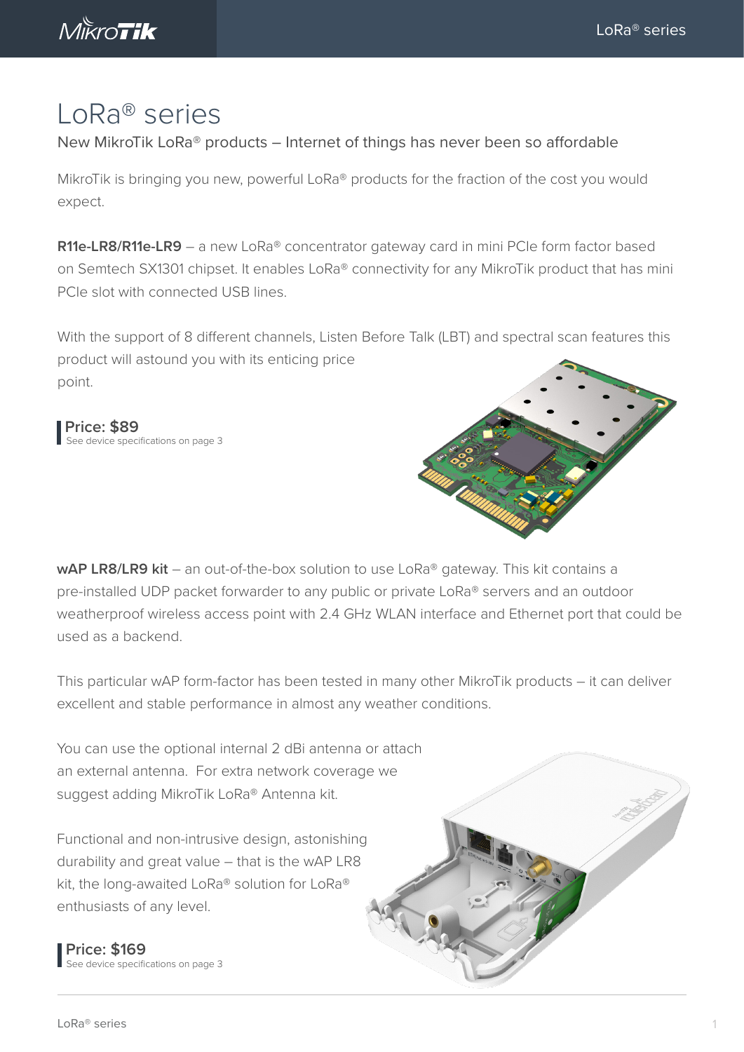# LoRa® series

New MikroTik LoRa® products – Internet of things has never been so affordable

MikroTik is bringing you new, powerful LoRa® products for the fraction of the cost you would expect.

**R11e-LR8/R11e-LR9** – a new LoRa® concentrator gateway card in mini PCIe form factor based on Semtech SX1301 chipset. It enables LoRa® connectivity for any MikroTik product that has mini PCIe slot with connected USB lines.

With the support of 8 different channels, Listen Before Talk (LBT) and spectral scan features this product will astound you with its enticing price point.

**Price: $89**
See device specifications on page 3

**wAP LR8/LR9 kit** – an out-of-the-box solution to use LoRa® gateway. This kit contains a pre-installed UDP packet forwarder to any public or private LoRa® servers and an outdoor weatherproof wireless access point with 2.4 GHz WLAN interface and Ethernet port that could be used as a backend.

This particular wAP form-factor has been tested in many other MikroTik products – it can deliver excellent and stable performance in almost any weather conditions.

You can use the optional internal 2 dBi antenna or attach an external antenna. For extra network coverage we suggest adding MikroTik LoRa® Antenna kit.

Functional and non-intrusive design, astonishing durability and great value – that is the wAP LR8 kit, the long-awaited LoRa® solution for LoRa® enthusiasts of any level.

**Price: $169**
See device specifications on page 3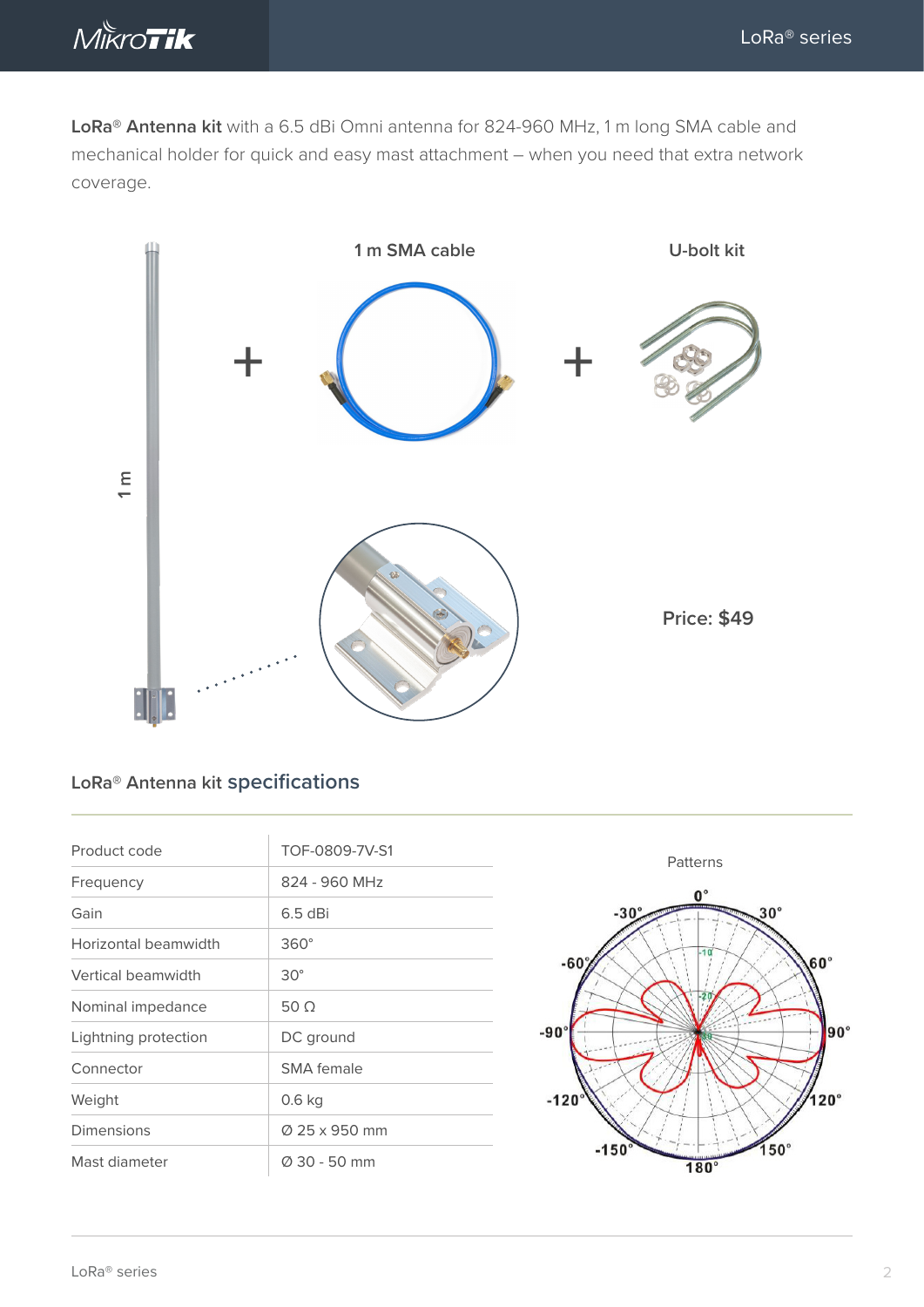**LoRa® Antenna kit** with a 6.5 dBi Omni antenna for 824-960 MHz, 1 m long SMA cable and mechanical holder for quick and easy mast attachment – when you need that extra network coverage.

1 m SMA cable

U-bolt kit

1 m

Price: $49

## LoRa® Antenna kit specifications

| | |
|---|---|
| Product code | TOF-0809-7V-S1 |
| Frequency | 824 - 960 MHz |
| Gain | 6.5 dBi |
| Horizontal beamwidth | 360° |
| Vertical beamwidth | 30° |
| Nominal impedance | 50 Ω |
| Lightning protection | DC ground |
| Connector | SMA female |
| Weight | 0.6 kg |
| Dimensions | Ø 25 x 950 mm |
| Mast diameter | Ø 30 - 50 mm |

Patterns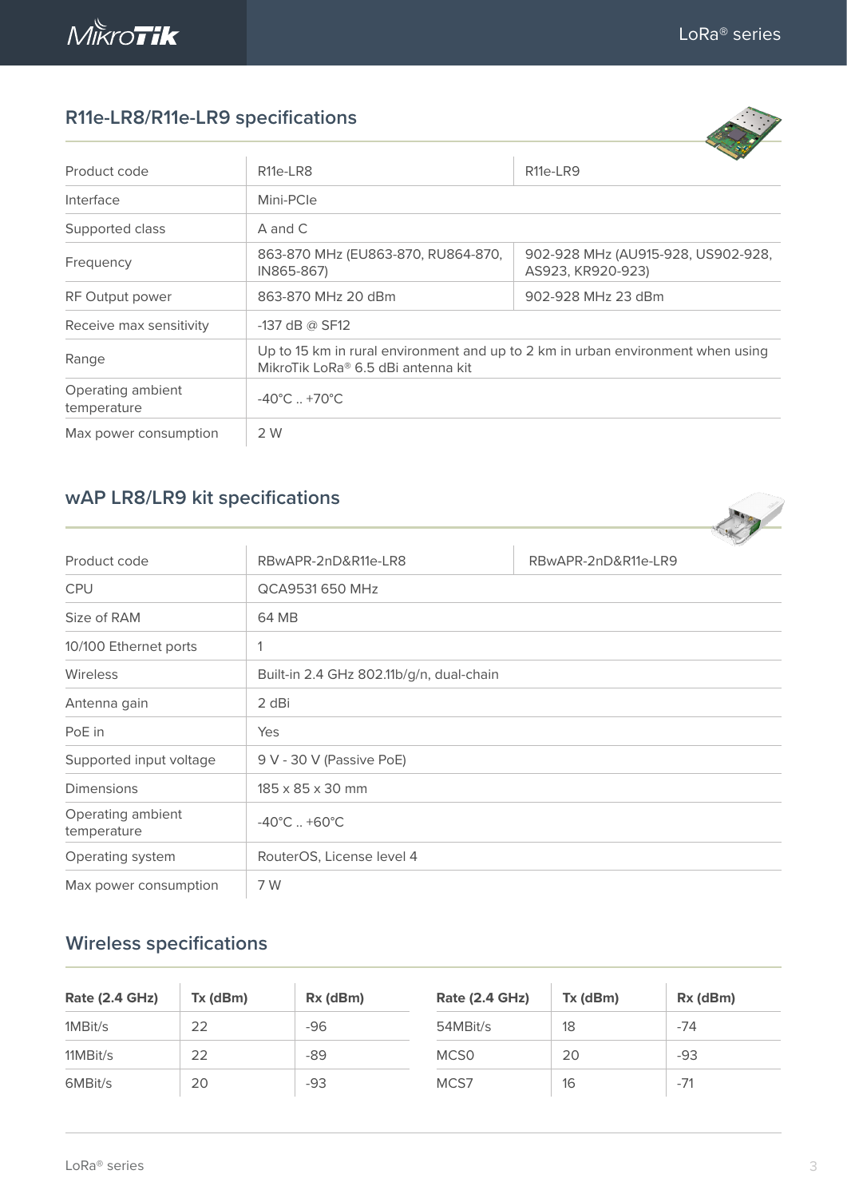## R11e-LR8/R11e-LR9 specifications

| Product code | R11e-LR8 | R11e-LR9 |
|---|---|---|
| Interface | Mini-PCIe | |
| Supported class | A and C | |
| Frequency | 863-870 MHz (EU863-870, RU864-870, IN865-867) | 902-928 MHz (AU915-928, US902-928, AS923, KR920-923) |
| RF Output power | 863-870 MHz 20 dBm | 902-928 MHz 23 dBm |
| Receive max sensitivity | -137 dB @ SF12 | |
| Range | Up to 15 km in rural environment and up to 2 km in urban environment when using MikroTik LoRa® 6.5 dBi antenna kit | |
| Operating ambient temperature | -40°C .. +70°C | |
| Max power consumption | 2 W | |

## wAP LR8/LR9 kit specifications

| Product code | RBwAPR-2nD&R11e-LR8 | RBwAPR-2nD&R11e-LR9 |
|---|---|---|
| CPU | QCA9531 650 MHz | |
| Size of RAM | 64 MB | |
| 10/100 Ethernet ports | 1 | |
| Wireless | Built-in 2.4 GHz 802.11b/g/n, dual-chain | |
| Antenna gain | 2 dBi | |
| PoE in | Yes | |
| Supported input voltage | 9 V - 30 V (Passive PoE) | |
| Dimensions | 185 x 85 x 30 mm | |
| Operating ambient temperature | -40°C .. +60°C | |
| Operating system | RouterOS, License level 4 | |
| Max power consumption | 7 W | |

## Wireless specifications

| Rate (2.4 GHz) | Tx (dBm) | Rx (dBm) |
|---|---|---|
| 1MBit/s | 22 | -96 |
| 11MBit/s | 22 | -89 |
| 6MBit/s | 20 | -93 |

| Rate (2.4 GHz) | Tx (dBm) | Rx (dBm) |
|---|---|---|
| 54MBit/s | 18 | -74 |
| MCS0 | 20 | -93 |
| MCS7 | 16 | -71 |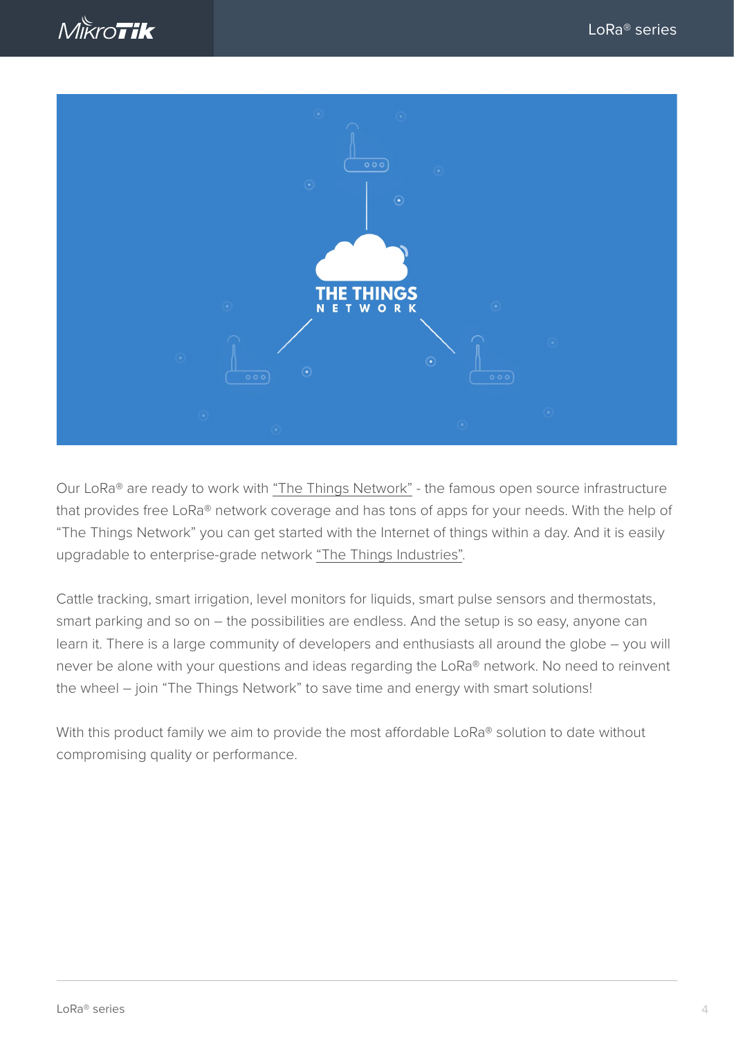Our LoRa® are ready to work with "The Things Network" - the famous open source infrastructure that provides free LoRa® network coverage and has tons of apps for your needs. With the help of "The Things Network" you can get started with the Internet of things within a day. And it is easily upgradable to enterprise-grade network "The Things Industries".

Cattle tracking, smart irrigation, level monitors for liquids, smart pulse sensors and thermostats, smart parking and so on – the possibilities are endless. And the setup is so easy, anyone can learn it. There is a large community of developers and enthusiasts all around the globe – you will never be alone with your questions and ideas regarding the LoRa® network. No need to reinvent the wheel – join "The Things Network" to save time and energy with smart solutions!

With this product family we aim to provide the most affordable LoRa® solution to date without compromising quality or performance.